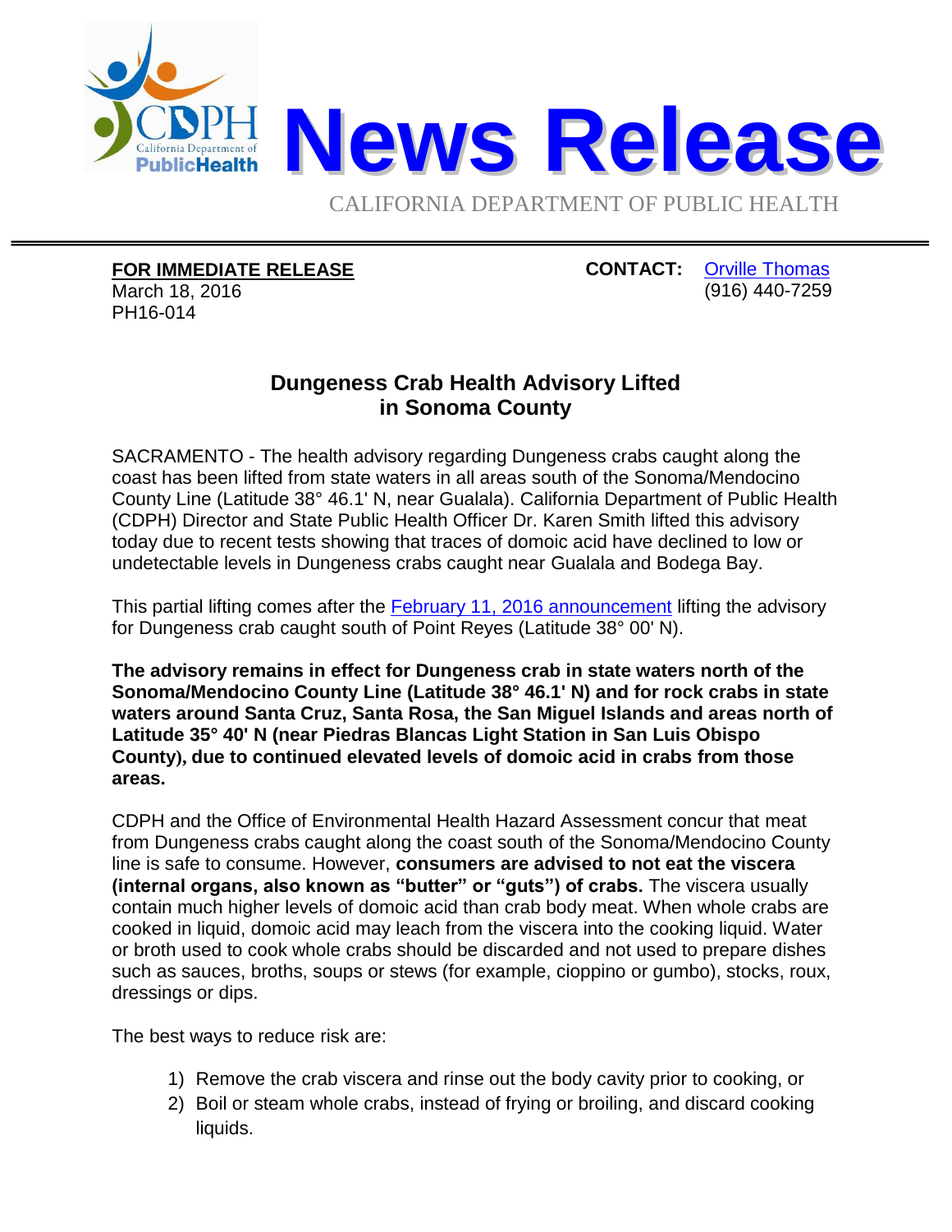# News Release

CALIFORNIA DEPARTMENT OF PUBLIC HEALTH

**FOR IMMEDIATE RELEASE**
March 18, 2016
PH16-014

**CONTACT:** [Orville Thomas](#)
(916) 440-7259

## Dungeness Crab Health Advisory Lifted in Sonoma County

SACRAMENTO - The health advisory regarding Dungeness crabs caught along the coast has been lifted from state waters in all areas south of the Sonoma/Mendocino County Line (Latitude 38° 46.1' N, near Gualala). California Department of Public Health (CDPH) Director and State Public Health Officer Dr. Karen Smith lifted this advisory today due to recent tests showing that traces of domoic acid have declined to low or undetectable levels in Dungeness crabs caught near Gualala and Bodega Bay.

This partial lifting comes after the February 11, 2016 announcement lifting the advisory for Dungeness crab caught south of Point Reyes (Latitude 38° 00' N).

**The advisory remains in effect for Dungeness crab in state waters north of the Sonoma/Mendocino County Line (Latitude 38° 46.1' N) and for rock crabs in state waters around Santa Cruz, Santa Rosa, the San Miguel Islands and areas north of Latitude 35° 40' N (near Piedras Blancas Light Station in San Luis Obispo County), due to continued elevated levels of domoic acid in crabs from those areas.**

CDPH and the Office of Environmental Health Hazard Assessment concur that meat from Dungeness crabs caught along the coast south of the Sonoma/Mendocino County line is safe to consume. However, **consumers are advised to not eat the viscera (internal organs, also known as "butter" or "guts") of crabs.** The viscera usually contain much higher levels of domoic acid than crab body meat. When whole crabs are cooked in liquid, domoic acid may leach from the viscera into the cooking liquid. Water or broth used to cook whole crabs should be discarded and not used to prepare dishes such as sauces, broths, soups or stews (for example, cioppino or gumbo), stocks, roux, dressings or dips.

The best ways to reduce risk are:

1) Remove the crab viscera and rinse out the body cavity prior to cooking, or
2) Boil or steam whole crabs, instead of frying or broiling, and discard cooking liquids.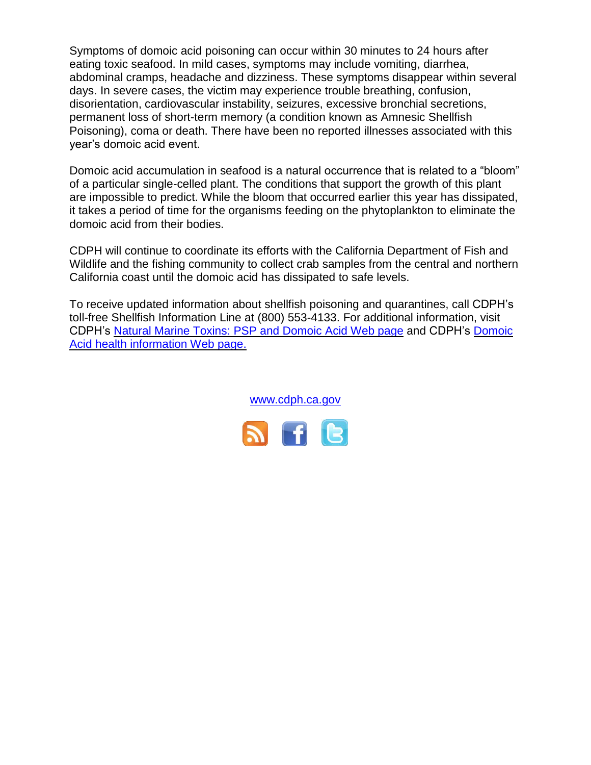Symptoms of domoic acid poisoning can occur within 30 minutes to 24 hours after eating toxic seafood. In mild cases, symptoms may include vomiting, diarrhea, abdominal cramps, headache and dizziness. These symptoms disappear within several days. In severe cases, the victim may experience trouble breathing, confusion, disorientation, cardiovascular instability, seizures, excessive bronchial secretions, permanent loss of short-term memory (a condition known as Amnesic Shellfish Poisoning), coma or death. There have been no reported illnesses associated with this year's domoic acid event.

Domoic acid accumulation in seafood is a natural occurrence that is related to a "bloom" of a particular single-celled plant. The conditions that support the growth of this plant are impossible to predict. While the bloom that occurred earlier this year has dissipated, it takes a period of time for the organisms feeding on the phytoplankton to eliminate the domoic acid from their bodies.

CDPH will continue to coordinate its efforts with the California Department of Fish and Wildlife and the fishing community to collect crab samples from the central and northern California coast until the domoic acid has dissipated to safe levels.

To receive updated information about shellfish poisoning and quarantines, call CDPH's toll-free Shellfish Information Line at (800) 553-4133. For additional information, visit CDPH's Natural Marine Toxins: PSP and Domoic Acid Web page and CDPH's Domoic Acid health information Web page.

www.cdph.ca.gov